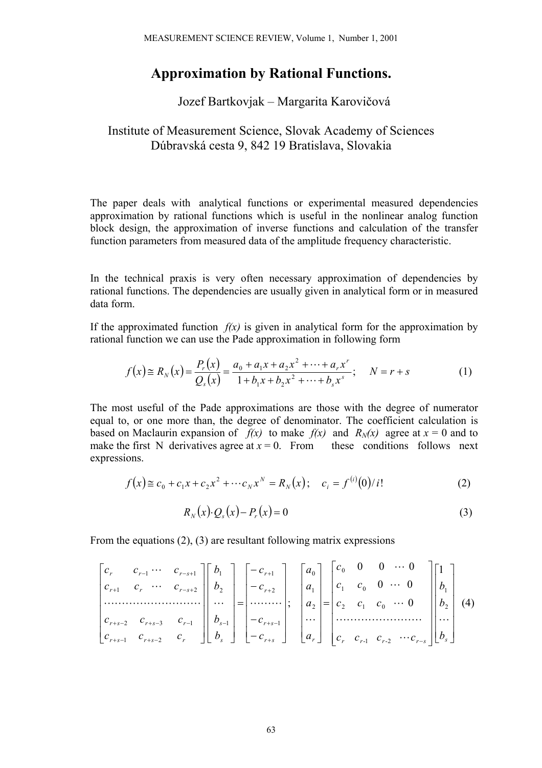# Approximation by Rational Functions.

Jozef Bartkovjak – Margarita Karovičová

Institute of Measurement Science, Slovak Academy of Sciences
Dúbravská cesta 9, 842 19 Bratislava, Slovakia

The paper deals with analytical functions or experimental measured dependencies approximation by rational functions which is useful in the nonlinear analog function block design, the approximation of inverse functions and calculation of the transfer function parameters from measured data of the amplitude frequency characteristic.

In the technical praxis is very often necessary approximation of dependencies by rational functions. The dependencies are usually given in analytical form or in measured data form.

If the approximated function *f(x)* is given in analytical form for the approximation by rational function we can use the Pade approximation in following form

$$f(x) \cong R_N(x) = \frac{P_r(x)}{Q_s(x)} = \frac{a_0 + a_1 x + a_2 x^2 + \cdots + a_r x^r}{1 + b_1 x + b_2 x^2 + \cdots + b_s x^s}; \quad N = r + s \tag{1}$$

The most useful of the Pade approximations are those with the degree of numerator equal to, or one more than, the degree of denominator. The coefficient calculation is based on Maclaurin expansion of *f(x)* to make *f(x)* and $R_N(x)$ agree at $x = 0$ and to make the first N derivatives agree at $x = 0$. From these conditions follows next expressions.

$$f(x) \cong c_0 + c_1 x + c_2 x^2 + \cdots c_N x^N = R_N(x); \quad c_i = f^{(i)}(0)/i! \tag{2}$$

$$R_N(x) \cdot Q_s(x) - P_r(x) = 0 \tag{3}$$

From the equations (2), (3) are resultant following matrix expressions

$$\begin{bmatrix} c_r & c_{r-1} \cdots & c_{r-s+1} \\ c_{r+1} & c_r \cdots & c_{r-s+2} \\ \cdots & \cdots & \cdots \\ c_{r+s-2} & c_{r+s-3} & c_{r-1} \\ c_{r+s-1} & c_{r+s-2} & c_r \end{bmatrix} \begin{bmatrix} b_1 \\ b_2 \\ \cdots \\ b_{s-1} \\ b_s \end{bmatrix} = \begin{bmatrix} -c_{r+1} \\ -c_{r+2} \\ \cdots \\ -c_{r+s-1} \\ -c_{r+s} \end{bmatrix}; \quad \begin{bmatrix} a_0 \\ a_1 \\ a_2 \\ \cdots \\ a_r \end{bmatrix} = \begin{bmatrix} c_0 & 0 & 0 & \cdots & 0 \\ c_1 & c_0 & 0 & \cdots & 0 \\ c_2 & c_1 & c_0 & \cdots & 0 \\ \cdots & \cdots & \cdots & \cdots & \cdots \\ c_r & c_{r-1} & c_{r-2} & \cdots & c_{r-s} \end{bmatrix} \begin{bmatrix} 1 \\ b_1 \\ b_2 \\ \cdots \\ b_s \end{bmatrix} \tag{4}$$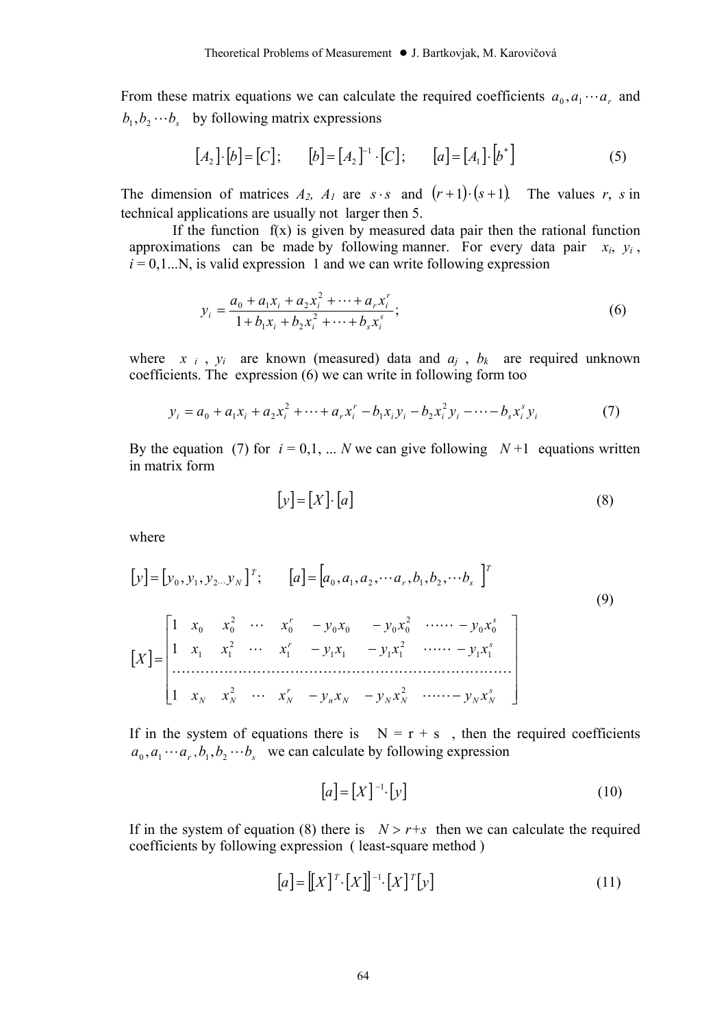From these matrix equations we can calculate the required coefficients $a_0, a_1 \cdots a_r$ and $b_1, b_2 \cdots b_s$ by following matrix expressions

$$[A_2]\cdot[b]=[C]; \qquad [b]=[A_2]^{-1}\cdot[C]; \qquad [a]=[A_1]\cdot\left[b^*\right] \tag{5}$$

The dimension of matrices $A_2$, $A_1$ are $s \cdot s$ and $(r+1)\cdot(s+1)$. The values $r$, $s$ in technical applications are usually not larger then 5.

If the function f(x) is given by measured data pair then the rational function approximations can be made by following manner. For every data pair $x_i$, $y_i$, $i = 0,1...N$, is valid expression 1 and we can write following expression

$$y_i = \frac{a_0 + a_1 x_i + a_2 x_i^2 + \cdots + a_r x_i^r}{1 + b_1 x_i + b_2 x_i^2 + \cdots + b_s x_i^s}; \tag{6}$$

where $x_i$, $y_i$ are known (measured) data and $a_j$, $b_k$ are required unknown coefficients. The expression (6) we can write in following form too

$$y_i = a_0 + a_1 x_i + a_2 x_i^2 + \cdots + a_r x_i^r - b_1 x_i y_i - b_2 x_i^2 y_i - \cdots - b_s x_i^s y_i \tag{7}$$

By the equation (7) for $i = 0,1, \ldots N$ we can give following $N+1$ equations written in matrix form

$$[y]=[X]\cdot[a] \tag{8}$$

where

$$[y]=[y_0, y_1, y_{2\ldots} y_N]^T; \qquad [a]=[a_0, a_1, a_2, \cdots a_r, b_1, b_2, \cdots b_s]^T$$

$$[X]=\begin{bmatrix} 1 & x_0 & x_0^2 & \cdots & x_0^r & -y_0 x_0 & -y_0 x_0^2 & \cdots\cdots & -y_0 x_0^s \\ 1 & x_1 & x_1^2 & \cdots & x_1^r & -y_1 x_1 & -y_1 x_1^2 & \cdots\cdots & -y_1 x_1^s \\ \cdots & \cdots & \cdots & \cdots & \cdots & \cdots & \cdots & \cdots & \cdots \\ 1 & x_N & x_N^2 & \cdots & x_N^r & -y_n x_N & -y_N x_N^2 & \cdots\cdots & -y_N x_N^s \end{bmatrix} \tag{9}$$

If in the system of equations there is $N = r + s$, then the required coefficients $a_0, a_1 \cdots a_r, b_1, b_2 \cdots b_s$ we can calculate by following expression

$$[a]=[X]^{-1}\cdot[y] \tag{10}$$

If in the system of equation (8) there is $N > r+s$ then we can calculate the required coefficients by following expression ( least-square method )

$$[a]=\left[[X]^T\cdot[X]\right]^{-1}\cdot[X]^T[y] \tag{11}$$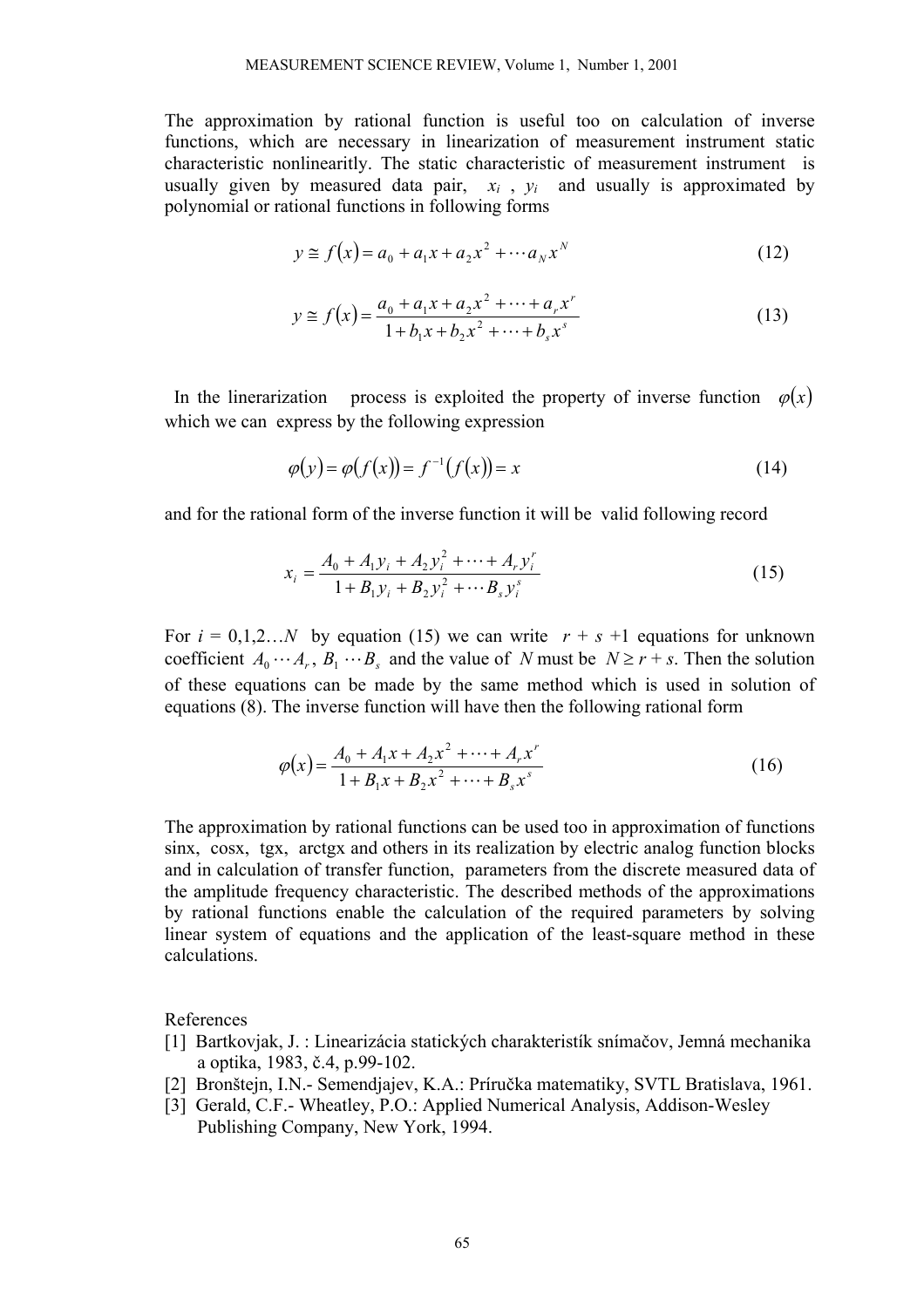The approximation by rational function is useful too on calculation of inverse functions, which are necessary in linearization of measurement instrument static characteristic nonlinearitly. The static characteristic of measurement instrument is usually given by measured data pair, $x_i$ , $y_i$ and usually is approximated by polynomial or rational functions in following forms

$$y \cong f(x) = a_0 + a_1 x + a_2 x^2 + \cdots a_N x^N \tag{12}$$

$$y \cong f(x) = \frac{a_0 + a_1 x + a_2 x^2 + \cdots + a_r x^r}{1 + b_1 x + b_2 x^2 + \cdots + b_s x^s} \tag{13}$$

In the linerarization process is exploited the property of inverse function $\varphi(x)$ which we can express by the following expression

$$\varphi(y) = \varphi(f(x)) = f^{-1}(f(x)) = x \tag{14}$$

and for the rational form of the inverse function it will be valid following record

$$x_i = \frac{A_0 + A_1 y_i + A_2 y_i^2 + \cdots + A_r y_i^r}{1 + B_1 y_i + B_2 y_i^2 + \cdots B_s y_i^s} \tag{15}$$

For $i$ = 0,1,2…$N$ by equation (15) we can write $r + s + 1$ equations for unknown coefficient $A_0 \cdots A_r$, $B_1 \cdots B_s$ and the value of $N$ must be $N \geq r + s$. Then the solution of these equations can be made by the same method which is used in solution of equations (8). The inverse function will have then the following rational form

$$\varphi(x) = \frac{A_0 + A_1 x + A_2 x^2 + \cdots + A_r x^r}{1 + B_1 x + B_2 x^2 + \cdots + B_s x^s} \tag{16}$$

The approximation by rational functions can be used too in approximation of functions sinx, cosx, tgx, arctgx and others in its realization by electric analog function blocks and in calculation of transfer function, parameters from the discrete measured data of the amplitude frequency characteristic. The described methods of the approximations by rational functions enable the calculation of the required parameters by solving linear system of equations and the application of the least-square method in these calculations.

References

[1] Bartkovjak, J. : Linearizácia statických charakteristík snímačov, Jemná mechanika a optika, 1983, č.4, p.99-102.

[2] Bronštejn, I.N.- Semendjajev, K.A.: Príručka matematiky, SVTL Bratislava, 1961.

[3] Gerald, C.F.- Wheatley, P.O.: Applied Numerical Analysis, Addison-Wesley Publishing Company, New York, 1994.